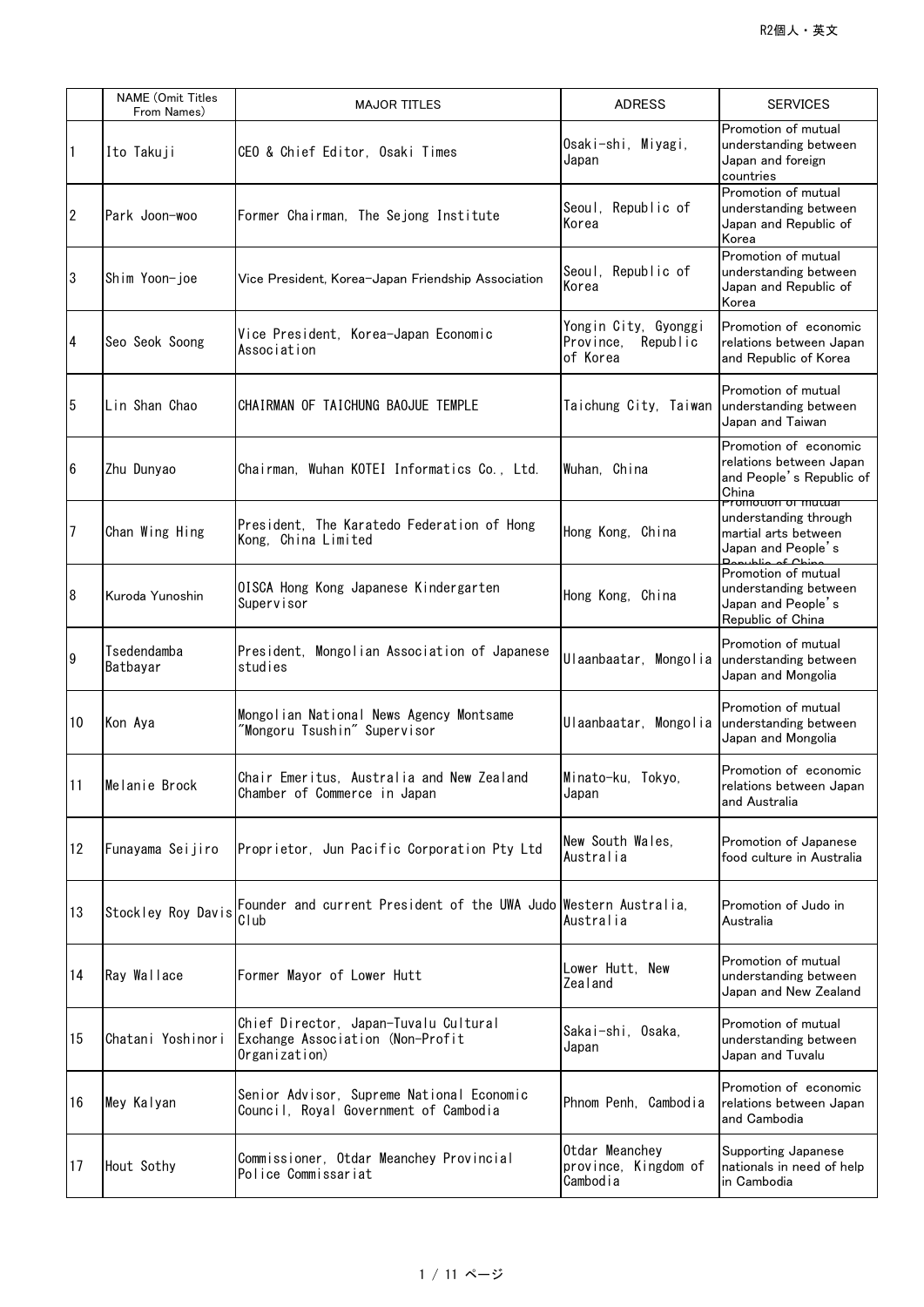| | NAME (Omit Titles From Names) | MAJOR TITLES | ADRESS | SERVICES |
|---|---|---|---|---|
| 1 | Ito Takuji | CEO & Chief Editor, Osaki Times | Osaki-shi, Miyagi, Japan | Promotion of mutual understanding between Japan and foreign countries |
| 2 | Park Joon-woo | Former Chairman, The Sejong Institute | Seoul, Republic of Korea | Promotion of mutual understanding between Japan and Republic of Korea |
| 3 | Shim Yoon-joe | Vice President, Korea-Japan Friendship Association | Seoul, Republic of Korea | Promotion of mutual understanding between Japan and Republic of Korea |
| 4 | Seo Seok Soong | Vice President, Korea-Japan Economic Association | Yongin City, Gyonggi Province, Republic of Korea | Promotion of economic relations between Japan and Republic of Korea |
| 5 | Lin Shan Chao | CHAIRMAN OF TAICHUNG BAOJUE TEMPLE | Taichung City, Taiwan | Promotion of mutual understanding between Japan and Taiwan |
| 6 | Zhu Dunyao | Chairman, Wuhan KOTEI Informatics Co., Ltd. | Wuhan, China | Promotion of economic relations between Japan and People's Republic of China |
| 7 | Chan Wing Hing | President, The Karatedo Federation of Hong Kong, China Limited | Hong Kong, China | Promotion of mutual understanding through martial arts between Japan and People's Republic of China |
| 8 | Kuroda Yunoshin | OISCA Hong Kong Japanese Kindergarten Supervisor | Hong Kong, China | Promotion of mutual understanding between Japan and People's Republic of China |
| 9 | Tsedendamba Batbayar | President, Mongolian Association of Japanese studies | Ulaanbaatar, Mongolia | Promotion of mutual understanding between Japan and Mongolia |
| 10 | Kon Aya | Mongolian National News Agency Montsame "Mongoru Tsushin" Supervisor | Ulaanbaatar, Mongolia | Promotion of mutual understanding between Japan and Mongolia |
| 11 | Melanie Brock | Chair Emeritus, Australia and New Zealand Chamber of Commerce in Japan | Minato-ku, Tokyo, Japan | Promotion of economic relations between Japan and Australia |
| 12 | Funayama Seijiro | Proprietor, Jun Pacific Corporation Pty Ltd | New South Wales, Australia | Promotion of Japanese food culture in Australia |
| 13 | Stockley Roy Davis | Founder and current President of the UWA Judo Club | Western Australia, Australia | Promotion of Judo in Australia |
| 14 | Ray Wallace | Former Mayor of Lower Hutt | Lower Hutt, New Zealand | Promotion of mutual understanding between Japan and New Zealand |
| 15 | Chatani Yoshinori | Chief Director, Japan-Tuvalu Cultural Exchange Association (Non-Profit Organization) | Sakai-shi, Osaka, Japan | Promotion of mutual understanding between Japan and Tuvalu |
| 16 | Mey Kalyan | Senior Advisor, Supreme National Economic Council, Royal Government of Cambodia | Phnom Penh, Cambodia | Promotion of economic relations between Japan and Cambodia |
| 17 | Hout Sothy | Commissioner, Otdar Meanchey Provincial Police Commissariat | Otdar Meanchey province, Kingdom of Cambodia | Supporting Japanese nationals in need of help in Cambodia |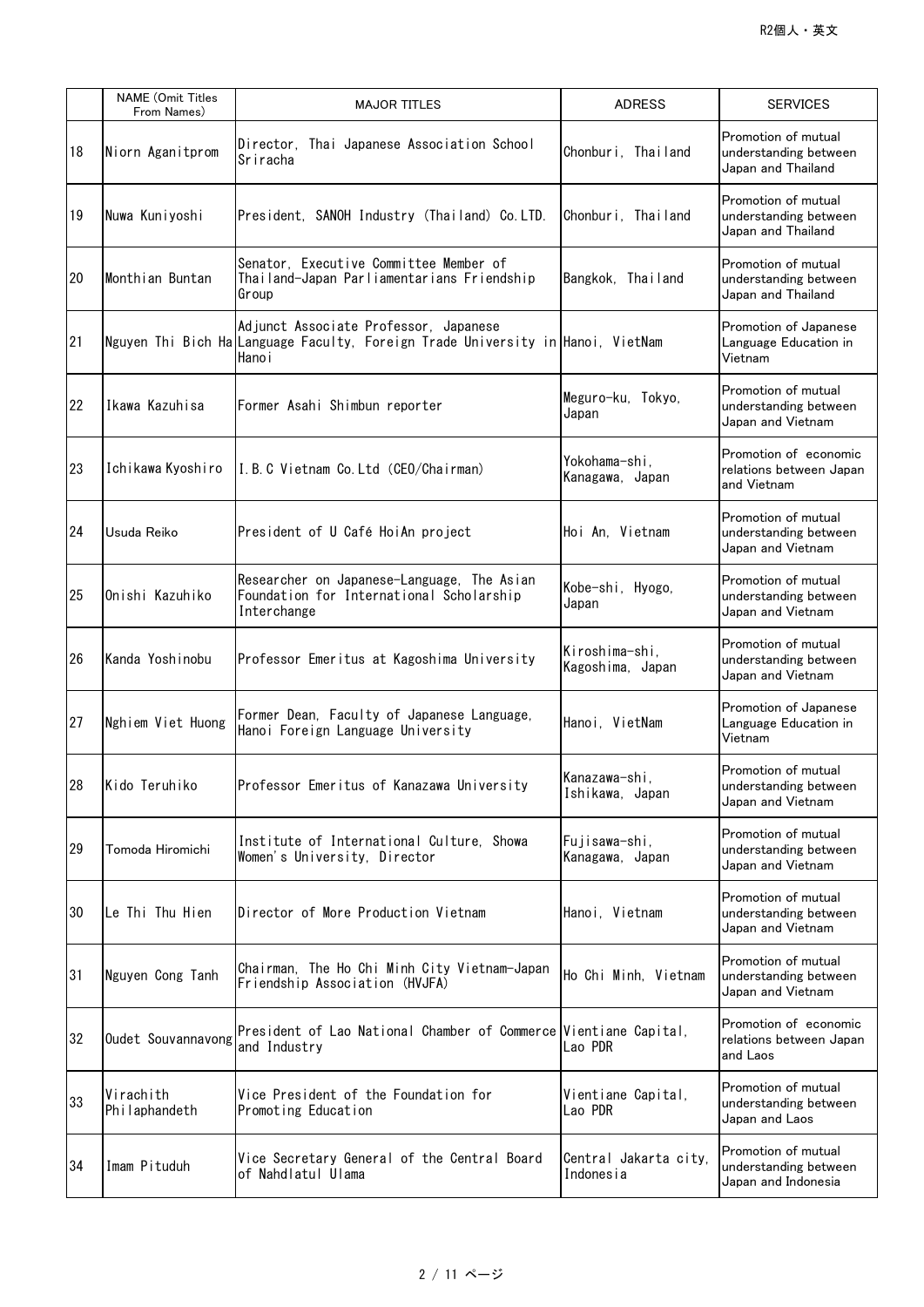| | NAME (Omit Titles From Names) | MAJOR TITLES | ADRESS | SERVICES |
|---|---|---|---|---|
| 18 | Niorn Aganitprom | Director, Thai Japanese Association School Sriracha | Chonburi, Thailand | Promotion of mutual understanding between Japan and Thailand |
| 19 | Nuwa Kuniyoshi | President, SANOH Industry (Thailand) Co.LTD. | Chonburi, Thailand | Promotion of mutual understanding between Japan and Thailand |
| 20 | Monthian Buntan | Senator, Executive Committee Member of Thailand-Japan Parliamentarians Friendship Group | Bangkok, Thailand | Promotion of mutual understanding between Japan and Thailand |
| 21 | Nguyen Thi Bich Ha | Adjunct Associate Professor, Japanese Language Faculty, Foreign Trade University in Hanoi | Hanoi, VietNam | Promotion of Japanese Language Education in Vietnam |
| 22 | Ikawa Kazuhisa | Former Asahi Shimbun reporter | Meguro-ku, Tokyo, Japan | Promotion of mutual understanding between Japan and Vietnam |
| 23 | Ichikawa Kyoshiro | I.B.C Vietnam Co.Ltd (CEO/Chairman) | Yokohama-shi, Kanagawa, Japan | Promotion of economic relations between Japan and Vietnam |
| 24 | Usuda Reiko | President of U Café HoiAn project | Hoi An, Vietnam | Promotion of mutual understanding between Japan and Vietnam |
| 25 | Onishi Kazuhiko | Researcher on Japanese-Language, The Asian Foundation for International Scholarship Interchange | Kobe-shi, Hyogo, Japan | Promotion of mutual understanding between Japan and Vietnam |
| 26 | Kanda Yoshinobu | Professor Emeritus at Kagoshima University | Kiroshima-shi, Kagoshima, Japan | Promotion of mutual understanding between Japan and Vietnam |
| 27 | Nghiem Viet Huong | Former Dean, Faculty of Japanese Language, Hanoi Foreign Language University | Hanoi, VietNam | Promotion of Japanese Language Education in Vietnam |
| 28 | Kido Teruhiko | Professor Emeritus of Kanazawa University | Kanazawa-shi, Ishikawa, Japan | Promotion of mutual understanding between Japan and Vietnam |
| 29 | Tomoda Hiromichi | Institute of International Culture, Showa Women's University, Director | Fujisawa-shi, Kanagawa, Japan | Promotion of mutual understanding between Japan and Vietnam |
| 30 | Le Thi Thu Hien | Director of More Production Vietnam | Hanoi, Vietnam | Promotion of mutual understanding between Japan and Vietnam |
| 31 | Nguyen Cong Tanh | Chairman, The Ho Chi Minh City Vietnam-Japan Friendship Association (HVJFA) | Ho Chi Minh, Vietnam | Promotion of mutual understanding between Japan and Vietnam |
| 32 | Oudet Souvannavong | President of Lao National Chamber of Commerce and Industry | Vientiane Capital, Lao PDR | Promotion of economic relations between Japan and Laos |
| 33 | Virachith Philaphandeth | Vice President of the Foundation for Promoting Education | Vientiane Capital, Lao PDR | Promotion of mutual understanding between Japan and Laos |
| 34 | Imam Pituduh | Vice Secretary General of the Central Board of Nahdlatul Ulama | Central Jakarta city, Indonesia | Promotion of mutual understanding between Japan and Indonesia |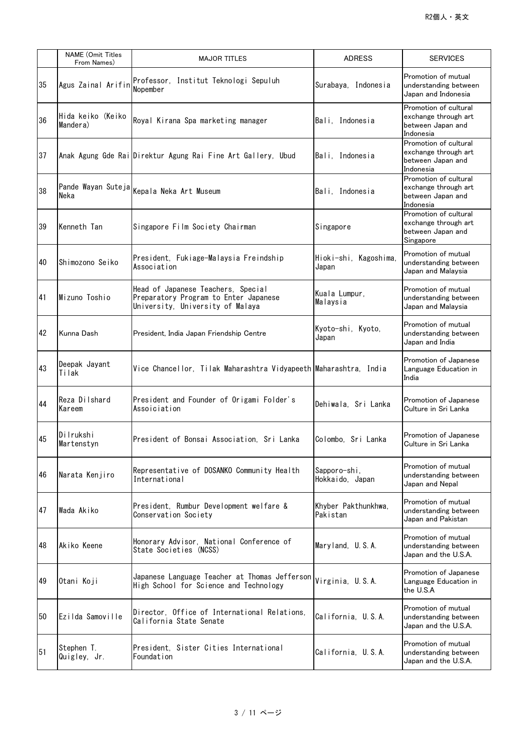| | NAME (Omit Titles From Names) | MAJOR TITLES | ADRESS | SERVICES |
|---|---|---|---|---|
| 35 | Agus Zainal Arifin | Professor, Institut Teknologi Sepuluh Nopember | Surabaya, Indonesia | Promotion of mutual understanding between Japan and Indonesia |
| 36 | Hida keiko (Keiko Mandera) | Royal Kirana Spa marketing manager | Bali, Indonesia | Promotion of cultural exchange through art between Japan and Indonesia |
| 37 | Anak Agung Gde Rai | Direktur Agung Rai Fine Art Gallery, Ubud | Bali, Indonesia | Promotion of cultural exchange through art between Japan and Indonesia |
| 38 | Pande Wayan Suteja Neka | Kepala Neka Art Museum | Bali, Indonesia | Promotion of cultural exchange through art between Japan and Indonesia |
| 39 | Kenneth Tan | Singapore Film Society Chairman | Singapore | Promotion of cultural exchange through art between Japan and Singapore |
| 40 | Shimozono Seiko | President, Fukiage-Malaysia Freindship Association | Hioki-shi, Kagoshima, Japan | Promotion of mutual understanding between Japan and Malaysia |
| 41 | Mizuno Toshio | Head of Japanese Teachers, Special Preparatory Program to Enter Japanese University, University of Malaya | Kuala Lumpur, Malaysia | Promotion of mutual understanding between Japan and Malaysia |
| 42 | Kunna Dash | President, India Japan Friendship Centre | Kyoto-shi, Kyoto, Japan | Promotion of mutual understanding between Japan and India |
| 43 | Deepak Jayant Tilak | Vice Chancellor, Tilak Maharashtra Vidyapeeth | Maharashtra, India | Promotion of Japanese Language Education in India |
| 44 | Reza Dilshard Kareem | President and Founder of Origami Folder's Assoiciation | Dehiwala, Sri Lanka | Promotion of Japanese Culture in Sri Lanka |
| 45 | Dilrukshi Martenstyn | President of Bonsai Association, Sri Lanka | Colombo, Sri Lanka | Promotion of Japanese Culture in Sri Lanka |
| 46 | Narata Kenjiro | Representative of DOSANKO Community Health International | Sapporo-shi, Hokkaido, Japan | Promotion of mutual understanding between Japan and Nepal |
| 47 | Wada Akiko | President, Rumbur Development welfare & Conservation Society | Khyber Pakthunkhwa, Pakistan | Promotion of mutual understanding between Japan and Pakistan |
| 48 | Akiko Keene | Honorary Advisor, National Conference of State Societies (NCSS) | Maryland, U.S.A. | Promotion of mutual understanding between Japan and the U.S.A. |
| 49 | Otani Koji | Japanese Language Teacher at Thomas Jefferson High School for Science and Technology | Virginia, U.S.A. | Promotion of Japanese Language Education in the U.S.A |
| 50 | Ezilda Samoville | Director, Office of International Relations, California State Senate | California, U.S.A. | Promotion of mutual understanding between Japan and the U.S.A. |
| 51 | Stephen T. Quigley, Jr. | President, Sister Cities International Foundation | California, U.S.A. | Promotion of mutual understanding between Japan and the U.S.A. |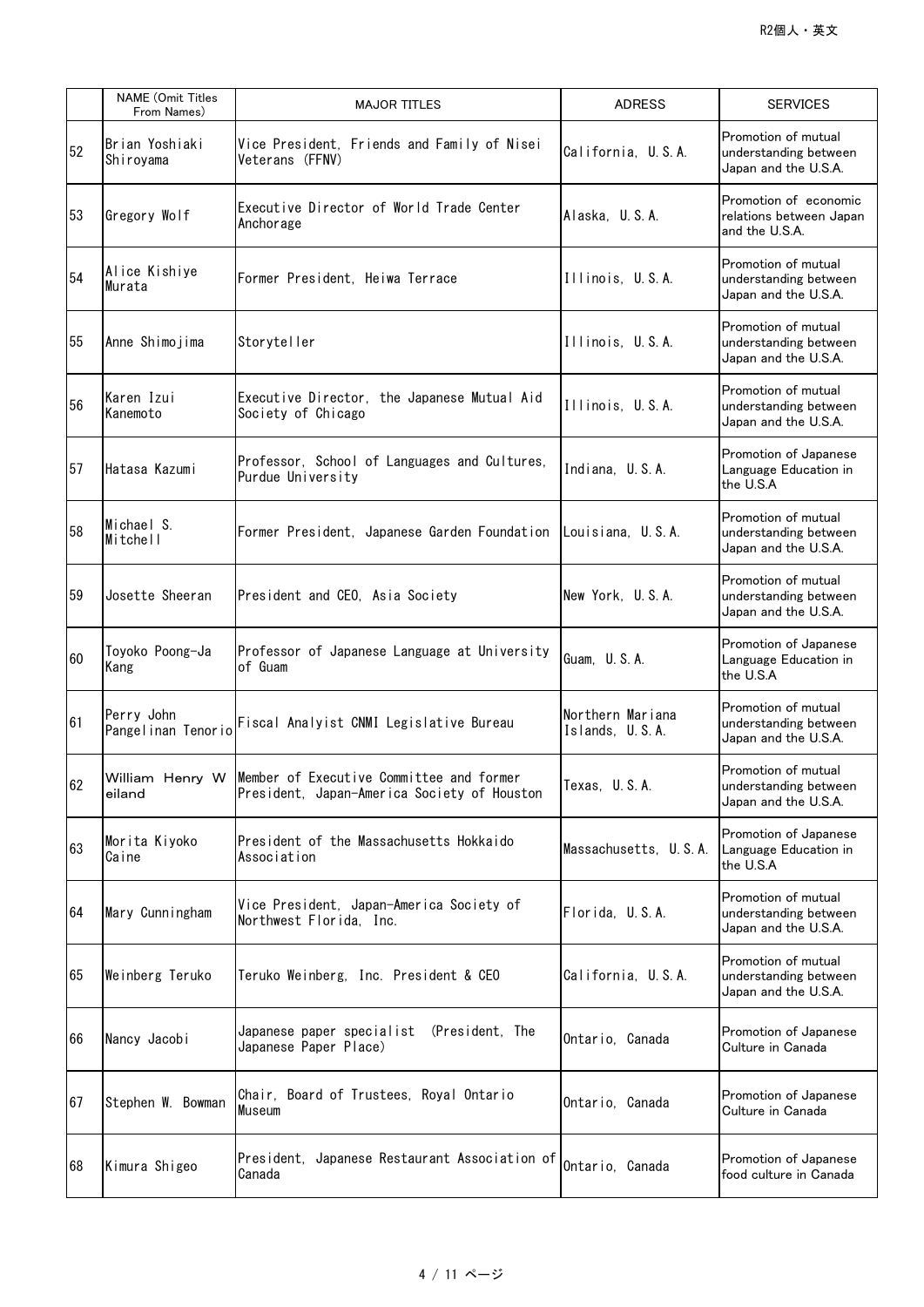| | NAME (Omit Titles From Names) | MAJOR TITLES | ADRESS | SERVICES |
|---|---|---|---|---|
| 52 | Brian Yoshiaki Shiroyama | Vice President, Friends and Family of Nisei Veterans (FFNV) | California, U.S.A. | Promotion of mutual understanding between Japan and the U.S.A. |
| 53 | Gregory Wolf | Executive Director of World Trade Center Anchorage | Alaska, U.S.A. | Promotion of economic relations between Japan and the U.S.A. |
| 54 | Alice Kishiye Murata | Former President, Heiwa Terrace | Illinois, U.S.A. | Promotion of mutual understanding between Japan and the U.S.A. |
| 55 | Anne Shimojima | Storyteller | Illinois, U.S.A. | Promotion of mutual understanding between Japan and the U.S.A. |
| 56 | Karen Izui Kanemoto | Executive Director, the Japanese Mutual Aid Society of Chicago | Illinois, U.S.A. | Promotion of mutual understanding between Japan and the U.S.A. |
| 57 | Hatasa Kazumi | Professor, School of Languages and Cultures, Purdue University | Indiana, U.S.A. | Promotion of Japanese Language Education in the U.S.A |
| 58 | Michael S. Mitchell | Former President, Japanese Garden Foundation | Louisiana, U.S.A. | Promotion of mutual understanding between Japan and the U.S.A. |
| 59 | Josette Sheeran | President and CEO, Asia Society | New York, U.S.A. | Promotion of mutual understanding between Japan and the U.S.A. |
| 60 | Toyoko Poong-Ja Kang | Professor of Japanese Language at University of Guam | Guam, U.S.A. | Promotion of Japanese Language Education in the U.S.A |
| 61 | Perry John Pangelinan Tenorio | Fiscal Analyist CNMI Legislative Bureau | Northern Mariana Islands, U.S.A. | Promotion of mutual understanding between Japan and the U.S.A. |
| 62 | William Henry Weiland | Member of Executive Committee and former President, Japan-America Society of Houston | Texas, U.S.A. | Promotion of mutual understanding between Japan and the U.S.A. |
| 63 | Morita Kiyoko Caine | President of the Massachusetts Hokkaido Association | Massachusetts, U.S.A. | Promotion of Japanese Language Education in the U.S.A |
| 64 | Mary Cunningham | Vice President, Japan-America Society of Northwest Florida, Inc. | Florida, U.S.A. | Promotion of mutual understanding between Japan and the U.S.A. |
| 65 | Weinberg Teruko | Teruko Weinberg, Inc. President & CEO | California, U.S.A. | Promotion of mutual understanding between Japan and the U.S.A. |
| 66 | Nancy Jacobi | Japanese paper specialist (President, The Japanese Paper Place) | Ontario, Canada | Promotion of Japanese Culture in Canada |
| 67 | Stephen W. Bowman | Chair, Board of Trustees, Royal Ontario Museum | Ontario, Canada | Promotion of Japanese Culture in Canada |
| 68 | Kimura Shigeo | President, Japanese Restaurant Association of Canada | Ontario, Canada | Promotion of Japanese food culture in Canada |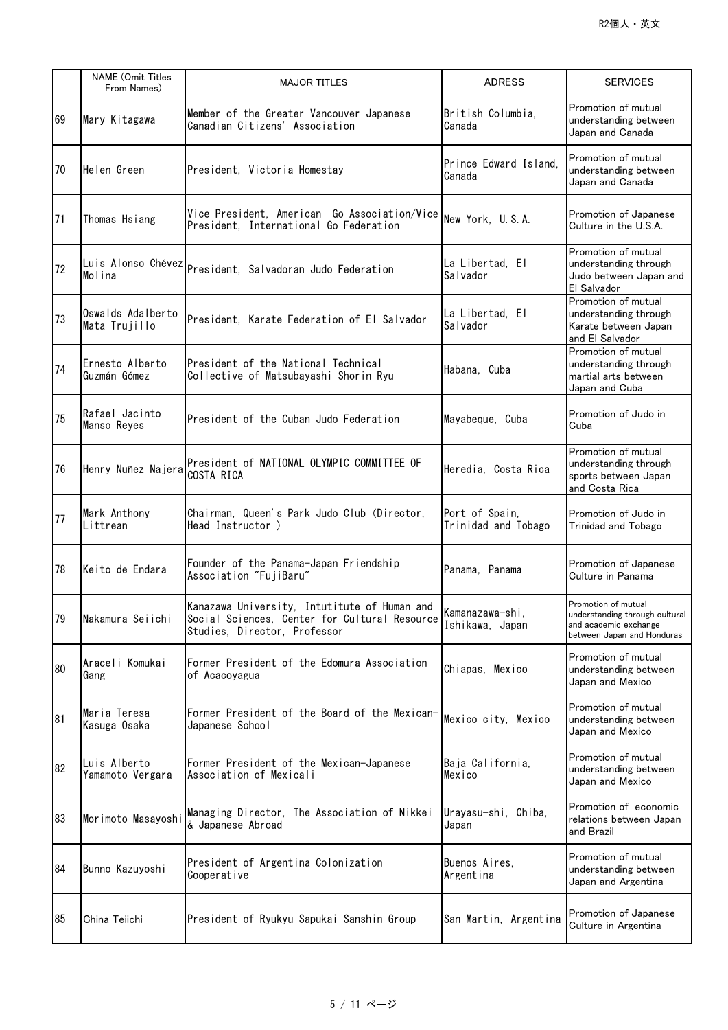| | NAME (Omit Titles From Names) | MAJOR TITLES | ADRESS | SERVICES |
|---|---|---|---|---|
| 69 | Mary Kitagawa | Member of the Greater Vancouver Japanese Canadian Citizens' Association | British Columbia, Canada | Promotion of mutual understanding between Japan and Canada |
| 70 | Helen Green | President, Victoria Homestay | Prince Edward Island, Canada | Promotion of mutual understanding between Japan and Canada |
| 71 | Thomas Hsiang | Vice President, American Go Association/Vice President, International Go Federation | New York, U.S.A. | Promotion of Japanese Culture in the U.S.A. |
| 72 | Luis Alonso Chévez Molina | President, Salvadoran Judo Federation | La Libertad, El Salvador | Promotion of mutual understanding through Judo between Japan and El Salvador |
| 73 | Oswalds Adalberto Mata Trujillo | President, Karate Federation of El Salvador | La Libertad, El Salvador | Promotion of mutual understanding through Karate between Japan and El Salvador |
| 74 | Ernesto Alberto Guzmán Gómez | President of the National Technical Collective of Matsubayashi Shorin Ryu | Habana, Cuba | Promotion of mutual understanding through martial arts between Japan and Cuba |
| 75 | Rafael Jacinto Manso Reyes | President of the Cuban Judo Federation | Mayabeque, Cuba | Promotion of Judo in Cuba |
| 76 | Henry Nuñez Najera | President of NATIONAL OLYMPIC COMMITTEE OF COSTA RICA | Heredia, Costa Rica | Promotion of mutual understanding through sports between Japan and Costa Rica |
| 77 | Mark Anthony Littrean | Chairman, Queen's Park Judo Club (Director, Head Instructor ) | Port of Spain, Trinidad and Tobago | Promotion of Judo in Trinidad and Tobago |
| 78 | Keito de Endara | Founder of the Panama-Japan Friendship Association "FujiBaru" | Panama, Panama | Promotion of Japanese Culture in Panama |
| 79 | Nakamura Seiichi | Kanazawa University, Intutitute of Human and Social Sciences, Center for Cultural Resource Studies, Director, Professor | Kamanazawa-shi, Ishikawa, Japan | Promotion of mutual understanding through cultural and academic exchange between Japan and Honduras |
| 80 | Araceli Komukai Gang | Former President of the Edomura Association of Acacoyagua | Chiapas, Mexico | Promotion of mutual understanding between Japan and Mexico |
| 81 | Maria Teresa Kasuga Osaka | Former President of the Board of the Mexican-Japanese School | Mexico city, Mexico | Promotion of mutual understanding between Japan and Mexico |
| 82 | Luis Alberto Yamamoto Vergara | Former President of the Mexican-Japanese Association of Mexicali | Baja California, Mexico | Promotion of mutual understanding between Japan and Mexico |
| 83 | Morimoto Masayoshi | Managing Director, The Association of Nikkei & Japanese Abroad | Urayasu-shi, Chiba, Japan | Promotion of economic relations between Japan and Brazil |
| 84 | Bunno Kazuyoshi | President of Argentina Colonization Cooperative | Buenos Aires, Argentina | Promotion of mutual understanding between Japan and Argentina |
| 85 | China Teiichi | President of Ryukyu Sapukai Sanshin Group | San Martin, Argentina | Promotion of Japanese Culture in Argentina |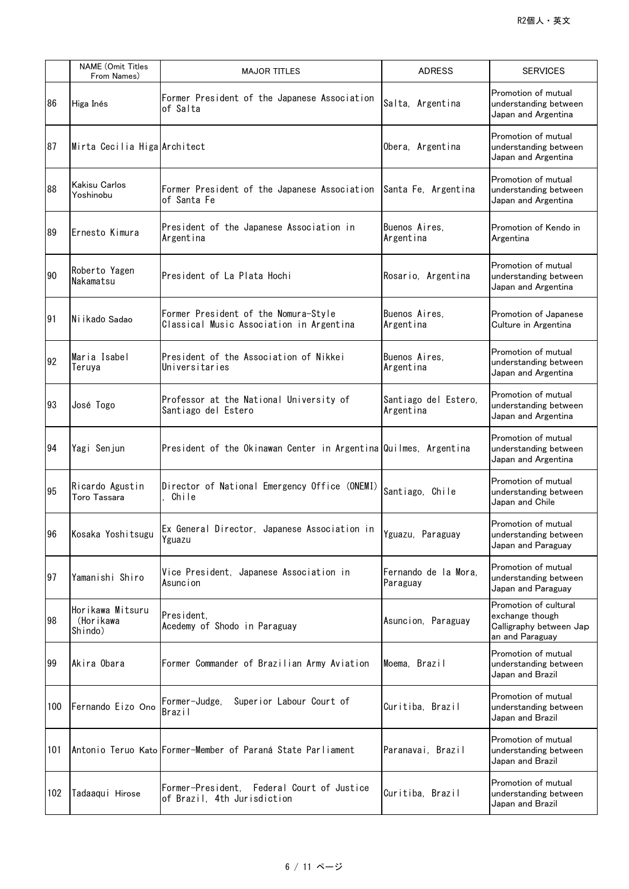| | NAME (Omit Titles From Names) | MAJOR TITLES | ADRESS | SERVICES |
|---|---|---|---|---|
| 86 | Higa Inés | Former President of the Japanese Association of Salta | Salta, Argentina | Promotion of mutual understanding between Japan and Argentina |
| 87 | Mirta Cecilia Higa | Architect | Obera, Argentina | Promotion of mutual understanding between Japan and Argentina |
| 88 | Kakisu Carlos Yoshinobu | Former President of the Japanese Association of Santa Fe | Santa Fe, Argentina | Promotion of mutual understanding between Japan and Argentina |
| 89 | Ernesto Kimura | President of the Japanese Association in Argentina | Buenos Aires, Argentina | Promotion of Kendo in Argentina |
| 90 | Roberto Yagen Nakamatsu | President of La Plata Hochi | Rosario, Argentina | Promotion of mutual understanding between Japan and Argentina |
| 91 | Niikado Sadao | Former President of the Nomura-Style Classical Music Association in Argentina | Buenos Aires, Argentina | Promotion of Japanese Culture in Argentina |
| 92 | Maria Isabel Teruya | President of the Association of Nikkei Universitaries | Buenos Aires, Argentina | Promotion of mutual understanding between Japan and Argentina |
| 93 | José Togo | Professor at the National University of Santiago del Estero | Santiago del Estero, Argentina | Promotion of mutual understanding between Japan and Argentina |
| 94 | Yagi Senjun | President of the Okinawan Center in Argentina | Quilmes, Argentina | Promotion of mutual understanding between Japan and Argentina |
| 95 | Ricardo Agustin Toro Tassara | Director of National Emergency Office (ONEMI), Chile | Santiago, Chile | Promotion of mutual understanding between Japan and Chile |
| 96 | Kosaka Yoshitsugu | Ex General Director, Japanese Association in Yguazu | Yguazu, Paraguay | Promotion of mutual understanding between Japan and Paraguay |
| 97 | Yamanishi Shiro | Vice President, Japanese Association in Asuncion | Fernando de la Mora, Paraguay | Promotion of mutual understanding between Japan and Paraguay |
| 98 | Horikawa Mitsuru (Horikawa Shindo) | President, Acedemy of Shodo in Paraguay | Asuncion, Paraguay | Promotion of cultural exchange though Calligraphy between Japan and Paraguay |
| 99 | Akira Obara | Former Commander of Brazilian Army Aviation | Moema, Brazil | Promotion of mutual understanding between Japan and Brazil |
| 100 | Fernando Eizo Ono | Former-Judge, Superior Labour Court of Brazil | Curitiba, Brazil | Promotion of mutual understanding between Japan and Brazil |
| 101 | Antonio Teruo Kato | Former-Member of Paraná State Parliament | Paranavai, Brazil | Promotion of mutual understanding between Japan and Brazil |
| 102 | Tadaaqui Hirose | Former-President, Federal Court of Justice of Brazil, 4th Jurisdiction | Curitiba, Brazil | Promotion of mutual understanding between Japan and Brazil |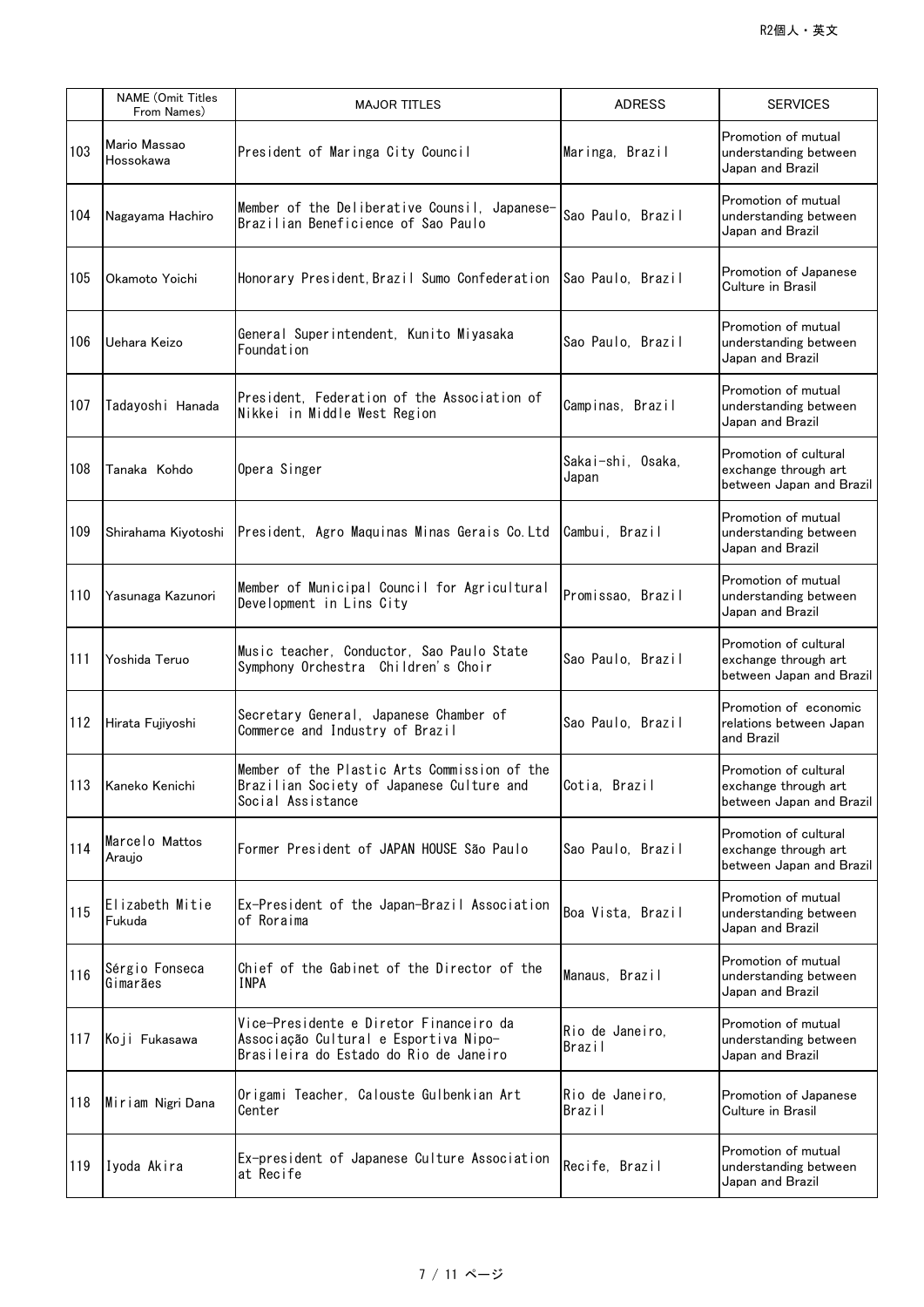| | NAME (Omit Titles From Names) | MAJOR TITLES | ADRESS | SERVICES |
|---|---|---|---|---|
| 103 | Mario Massao Hossokawa | President of Maringa City Council | Maringa, Brazil | Promotion of mutual understanding between Japan and Brazil |
| 104 | Nagayama Hachiro | Member of the Deliberative Counsil, Japanese-Brazilian Beneficience of Sao Paulo | Sao Paulo, Brazil | Promotion of mutual understanding between Japan and Brazil |
| 105 | Okamoto Yoichi | Honorary President, Brazil Sumo Confederation | Sao Paulo, Brazil | Promotion of Japanese Culture in Brasil |
| 106 | Uehara Keizo | General Superintendent, Kunito Miyasaka Foundation | Sao Paulo, Brazil | Promotion of mutual understanding between Japan and Brazil |
| 107 | Tadayoshi Hanada | President, Federation of the Association of Nikkei in Middle West Region | Campinas, Brazil | Promotion of mutual understanding between Japan and Brazil |
| 108 | Tanaka Kohdo | Opera Singer | Sakai-shi, Osaka, Japan | Promotion of cultural exchange through art between Japan and Brazil |
| 109 | Shirahama Kiyotoshi | President, Agro Maquinas Minas Gerais Co.Ltd | Cambui, Brazil | Promotion of mutual understanding between Japan and Brazil |
| 110 | Yasunaga Kazunori | Member of Municipal Council for Agricultural Development in Lins City | Promissao, Brazil | Promotion of mutual understanding between Japan and Brazil |
| 111 | Yoshida Teruo | Music teacher, Conductor, Sao Paulo State Symphony Orchestra Children's Choir | Sao Paulo, Brazil | Promotion of cultural exchange through art between Japan and Brazil |
| 112 | Hirata Fujiyoshi | Secretary General, Japanese Chamber of Commerce and Industry of Brazil | Sao Paulo, Brazil | Promotion of economic relations between Japan and Brazil |
| 113 | Kaneko Kenichi | Member of the Plastic Arts Commission of the Brazilian Society of Japanese Culture and Social Assistance | Cotia, Brazil | Promotion of cultural exchange through art between Japan and Brazil |
| 114 | Marcelo Mattos Araujo | Former President of JAPAN HOUSE São Paulo | Sao Paulo, Brazil | Promotion of cultural exchange through art between Japan and Brazil |
| 115 | Elizabeth Mitie Fukuda | Ex-President of the Japan-Brazil Association of Roraima | Boa Vista, Brazil | Promotion of mutual understanding between Japan and Brazil |
| 116 | Sérgio Fonseca Gimarães | Chief of the Gabinet of the Director of the INPA | Manaus, Brazil | Promotion of mutual understanding between Japan and Brazil |
| 117 | Koji Fukasawa | Vice-Presidente e Diretor Financeiro da Associação Cultural e Esportiva Nipo-Brasileira do Estado do Rio de Janeiro | Rio de Janeiro, Brazil | Promotion of mutual understanding between Japan and Brazil |
| 118 | Miriam Nigri Dana | Origami Teacher, Calouste Gulbenkian Art Center | Rio de Janeiro, Brazil | Promotion of Japanese Culture in Brasil |
| 119 | Iyoda Akira | Ex-president of Japanese Culture Association at Recife | Recife, Brazil | Promotion of mutual understanding between Japan and Brazil |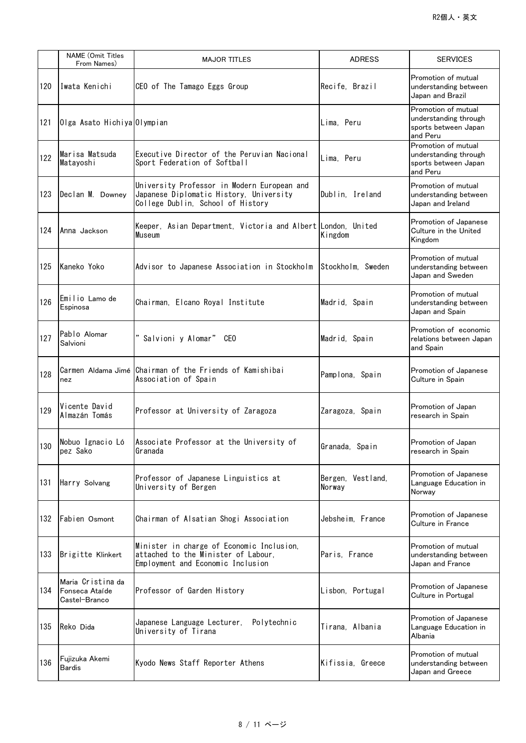| | NAME (Omit Titles From Names) | MAJOR TITLES | ADRESS | SERVICES |
|---|---|---|---|---|
| 120 | Iwata Kenichi | CEO of The Tamago Eggs Group | Recife, Brazil | Promotion of mutual understanding between Japan and Brazil |
| 121 | Olga Asato Hichiya | Olympian | Lima, Peru | Promotion of mutual understanding through sports between Japan and Peru |
| 122 | Marisa Matsuda Matayoshi | Executive Director of the Peruvian Nacional Sport Federation of Softball | Lima, Peru | Promotion of mutual understanding through sports between Japan and Peru |
| 123 | Declan M. Downey | University Professor in Modern European and Japanese Diplomatic History, University College Dublin, School of History | Dublin, Ireland | Promotion of mutual understanding between Japan and Ireland |
| 124 | Anna Jackson | Keeper, Asian Department, Victoria and Albert Museum | London, United Kingdom | Promotion of Japanese Culture in the United Kingdom |
| 125 | Kaneko Yoko | Advisor to Japanese Association in Stockholm | Stockholm, Sweden | Promotion of mutual understanding between Japan and Sweden |
| 126 | Emilio Lamo de Espinosa | Chairman, Elcano Royal Institute | Madrid, Spain | Promotion of mutual understanding between Japan and Spain |
| 127 | Pablo Alomar Salvioni | " Salvioni y Alomar" CEO | Madrid, Spain | Promotion of economic relations between Japan and Spain |
| 128 | Carmen Aldama Jiménez | Chairman of the Friends of Kamishibai Association of Spain | Pamplona, Spain | Promotion of Japanese Culture in Spain |
| 129 | Vicente David Almazán Tomás | Professor at University of Zaragoza | Zaragoza, Spain | Promotion of Japan research in Spain |
| 130 | Nobuo Ignacio López Sako | Associate Professor at the University of Granada | Granada, Spain | Promotion of Japan research in Spain |
| 131 | Harry Solvang | Professor of Japanese Linguistics at University of Bergen | Bergen, Vestland, Norway | Promotion of Japanese Language Education in Norway |
| 132 | Fabien Osmont | Chairman of Alsatian Shogi Association | Jebsheim, France | Promotion of Japanese Culture in France |
| 133 | Brigitte Klinkert | Minister in charge of Economic Inclusion, attached to the Minister of Labour, Employment and Economic Inclusion | Paris, France | Promotion of mutual understanding between Japan and France |
| 134 | Maria Cristina da Fonseca Ataíde Castel-Branco | Professor of Garden History | Lisbon, Portugal | Promotion of Japanese Culture in Portugal |
| 135 | Reko Dida | Japanese Language Lecturer, Polytechnic University of Tirana | Tirana, Albania | Promotion of Japanese Language Education in Albania |
| 136 | Fujizuka Akemi Bardis | Kyodo News Staff Reporter Athens | Kifissia, Greece | Promotion of mutual understanding between Japan and Greece |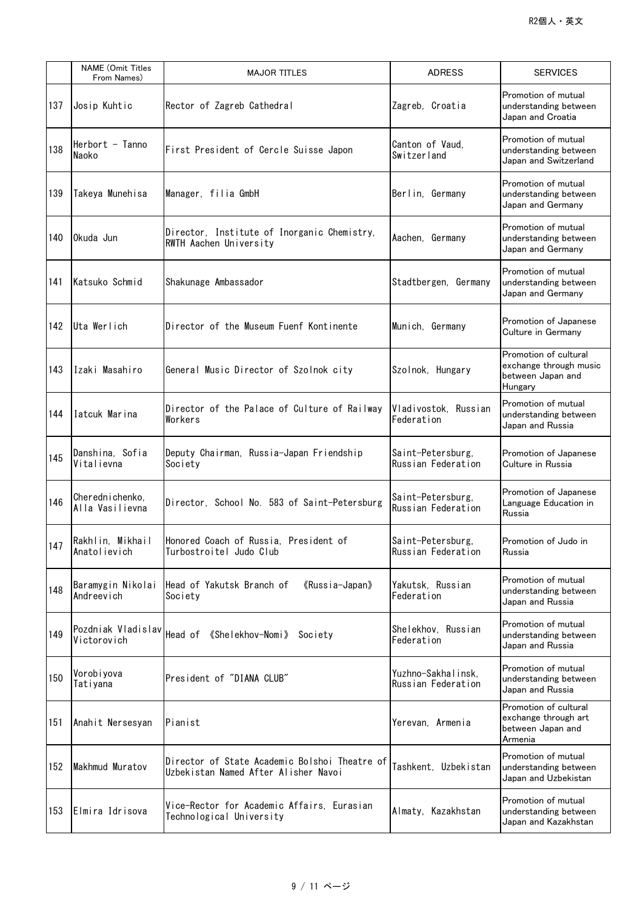|  | NAME (Omit Titles From Names) | MAJOR TITLES | ADRESS | SERVICES |
|---|---|---|---|---|
| 137 | Josip Kuhtic | Rector of Zagreb Cathedral | Zagreb, Croatia | Promotion of mutual understanding between Japan and Croatia |
| 138 | Herbort - Tanno Naoko | First President of Cercle Suisse Japon | Canton of Vaud, Switzerland | Promotion of mutual understanding between Japan and Switzerland |
| 139 | Takeya Munehisa | Manager, filia GmbH | Berlin, Germany | Promotion of mutual understanding between Japan and Germany |
| 140 | Okuda Jun | Director, Institute of Inorganic Chemistry, RWTH Aachen University | Aachen, Germany | Promotion of mutual understanding between Japan and Germany |
| 141 | Katsuko Schmid | Shakunage Ambassador | Stadtbergen, Germany | Promotion of mutual understanding between Japan and Germany |
| 142 | Uta Werlich | Director of the Museum Fuenf Kontinente | Munich, Germany | Promotion of Japanese Culture in Germany |
| 143 | Izaki Masahiro | General Music Director of Szolnok city | Szolnok, Hungary | Promotion of cultural exchange through music between Japan and Hungary |
| 144 | Iatcuk Marina | Director of the Palace of Culture of Railway Workers | Vladivostok, Russian Federation | Promotion of mutual understanding between Japan and Russia |
| 145 | Danshina, Sofia Vitalievna | Deputy Chairman, Russia-Japan Friendship Society | Saint-Petersburg, Russian Federation | Promotion of Japanese Culture in Russia |
| 146 | Cherednichenko, Alla Vasilievna | Director, School No. 583 of Saint-Petersburg | Saint-Petersburg, Russian Federation | Promotion of Japanese Language Education in Russia |
| 147 | Rakhlin, Mikhail Anatolievich | Honored Coach of Russia, President of Turbostroitel Judo Club | Saint-Petersburg, Russian Federation | Promotion of Judo in Russia |
| 148 | Baramygin Nikolai Andreevich | Head of Yakutsk Branch of 《Russia-Japan》 Society | Yakutsk, Russian Federation | Promotion of mutual understanding between Japan and Russia |
| 149 | Pozdniak Vladislav Victorovich | Head of 《Shelekhov-Nomi》 Society | Shelekhov, Russian Federation | Promotion of mutual understanding between Japan and Russia |
| 150 | Vorobiyova Tatiyana | President of "DIANA CLUB" | Yuzhno-Sakhalinsk, Russian Federation | Promotion of mutual understanding between Japan and Russia |
| 151 | Anahit Nersesyan | Pianist | Yerevan, Armenia | Promotion of cultural exchange through art between Japan and Armenia |
| 152 | Makhmud Muratov | Director of State Academic Bolshoi Theatre of Uzbekistan Named After Alisher Navoi | Tashkent, Uzbekistan | Promotion of mutual understanding between Japan and Uzbekistan |
| 153 | Elmira Idrisova | Vice-Rector for Academic Affairs, Eurasian Technological University | Almaty, Kazakhstan | Promotion of mutual understanding between Japan and Kazakhstan |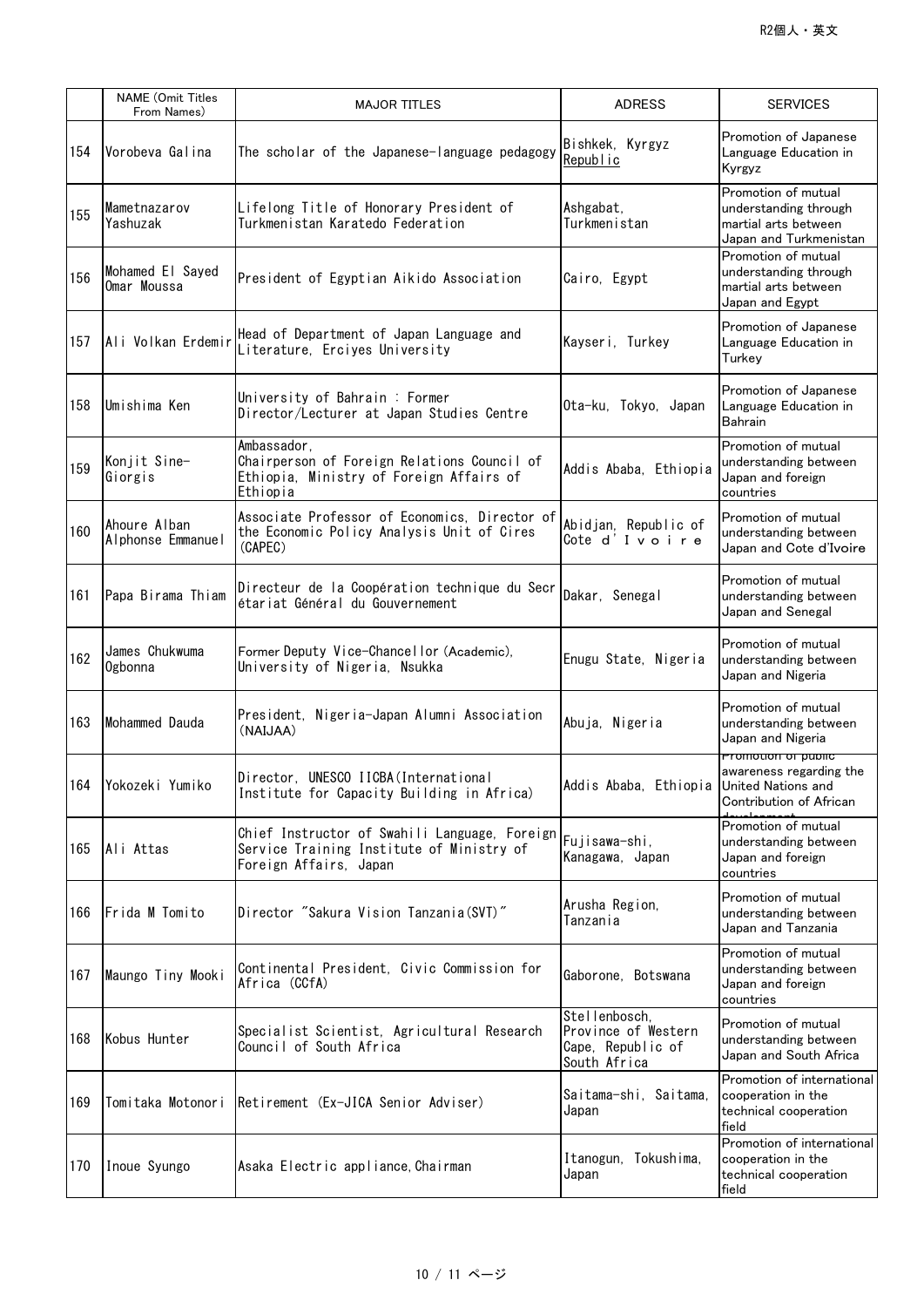| | NAME (Omit Titles From Names) | MAJOR TITLES | ADRESS | SERVICES |
|---|---|---|---|---|
| 154 | Vorobeva Galina | The scholar of the Japanese-language pedagogy | Bishkek, Kyrgyz Republic | Promotion of Japanese Language Education in Kyrgyz |
| 155 | Mametnazarov Yashuzak | Lifelong Title of Honorary President of Turkmenistan Karatedo Federation | Ashgabat, Turkmenistan | Promotion of mutual understanding through martial arts between Japan and Turkmenistan |
| 156 | Mohamed El Sayed Omar Moussa | President of Egyptian Aikido Association | Cairo, Egypt | Promotion of mutual understanding through martial arts between Japan and Egypt |
| 157 | Ali Volkan Erdemir | Head of Department of Japan Language and Literature, Erciyes University | Kayseri, Turkey | Promotion of Japanese Language Education in Turkey |
| 158 | Umishima Ken | University of Bahrain : Former Director/Lecturer at Japan Studies Centre | Ota-ku, Tokyo, Japan | Promotion of Japanese Language Education in Bahrain |
| 159 | Konjit Sine-Giorgis | Ambassador, Chairperson of Foreign Relations Council of Ethiopia, Ministry of Foreign Affairs of Ethiopia | Addis Ababa, Ethiopia | Promotion of mutual understanding between Japan and foreign countries |
| 160 | Ahoure Alban Alphonse Emmanuel | Associate Professor of Economics, Director of the Economic Policy Analysis Unit of Cires (CAPEC) | Abidjan, Republic of Cote d'Ivoire | Promotion of mutual understanding between Japan and Cote d'Ivoire |
| 161 | Papa Birama Thiam | Directeur de la Coopération technique du Secrétariat Général du Gouvernement | Dakar, Senegal | Promotion of mutual understanding between Japan and Senegal |
| 162 | James Chukwuma Ogbonna | Former Deputy Vice-Chancellor (Academic), University of Nigeria, Nsukka | Enugu State, Nigeria | Promotion of mutual understanding between Japan and Nigeria |
| 163 | Mohammed Dauda | President, Nigeria-Japan Alumni Association (NAIJAA) | Abuja, Nigeria | Promotion of mutual understanding between Japan and Nigeria |
| 164 | Yokozeki Yumiko | Director, UNESCO IICBA(International Institute for Capacity Building in Africa) | Addis Ababa, Ethiopia | Promotion of public awareness regarding the United Nations and Contribution of African development |
| 165 | Ali Attas | Chief Instructor of Swahili Language, Foreign Service Training Institute of Ministry of Foreign Affairs, Japan | Fujisawa-shi, Kanagawa, Japan | Promotion of mutual understanding between Japan and foreign countries |
| 166 | Frida M Tomito | Director "Sakura Vision Tanzania(SVT)" | Arusha Region, Tanzania | Promotion of mutual understanding between Japan and Tanzania |
| 167 | Maungo Tiny Mooki | Continental President, Civic Commission for Africa (CCfA) | Gaborone, Botswana | Promotion of mutual understanding between Japan and foreign countries |
| 168 | Kobus Hunter | Specialist Scientist, Agricultural Research Council of South Africa | Stellenbosch, Province of Western Cape, Republic of South Africa | Promotion of mutual understanding between Japan and South Africa |
| 169 | Tomitaka Motonori | Retirement (Ex-JICA Senior Adviser) | Saitama-shi, Saitama, Japan | Promotion of international cooperation in the technical cooperation field |
| 170 | Inoue Syungo | Asaka Electric appliance, Chairman | Itanogun, Tokushima, Japan | Promotion of international cooperation in the technical cooperation field |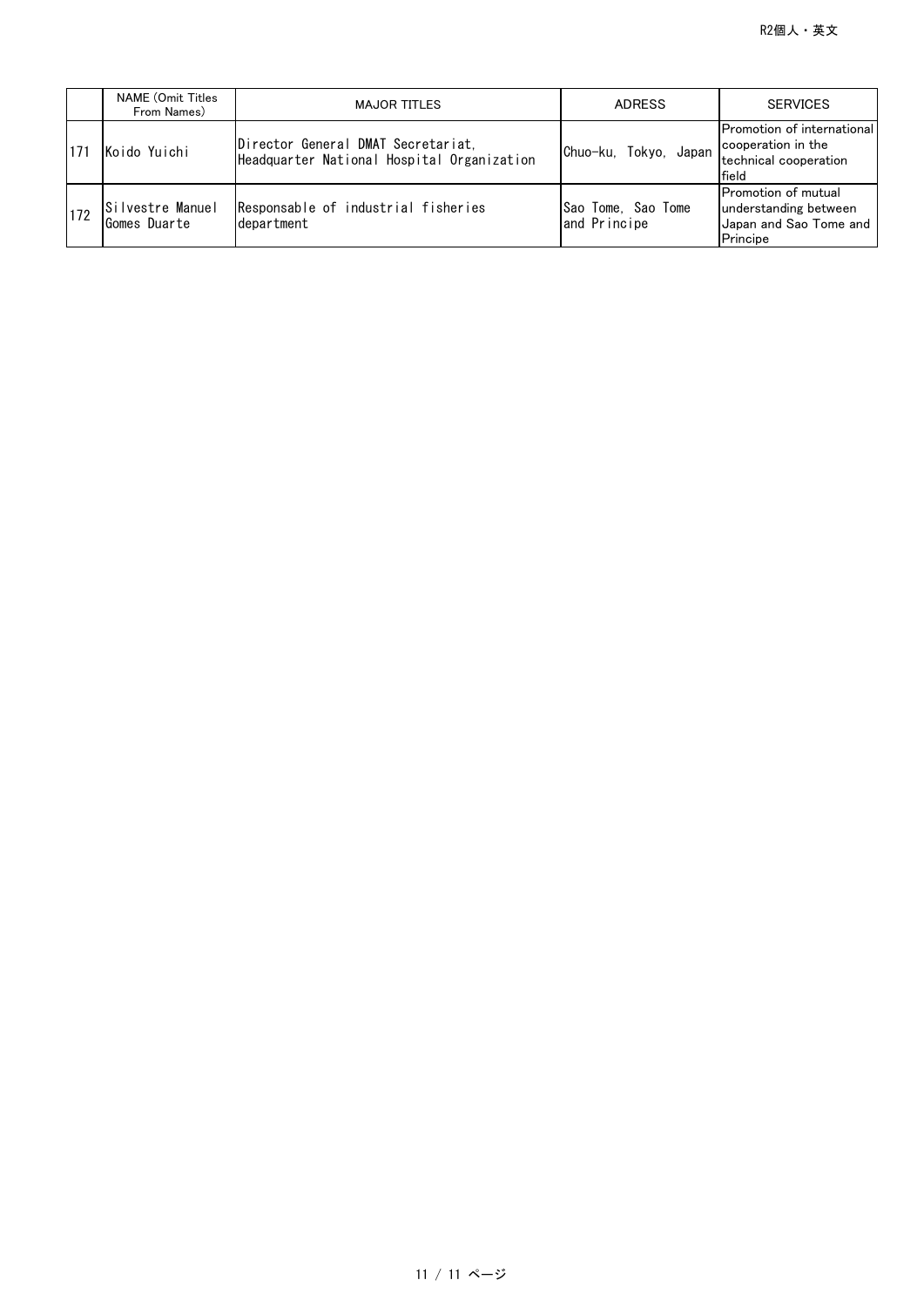| | NAME (Omit Titles From Names) | MAJOR TITLES | ADRESS | SERVICES |
|---|---|---|---|---|
| 171 | Koido Yuichi | Director General DMAT Secretariat, Headquarter National Hospital Organization | Chuo-ku, Tokyo, Japan | Promotion of international cooperation in the technical cooperation field |
| 172 | Silvestre Manuel Gomes Duarte | Responsable of industrial fisheries department | Sao Tome, Sao Tome and Principe | Promotion of mutual understanding between Japan and Sao Tome and Principe |